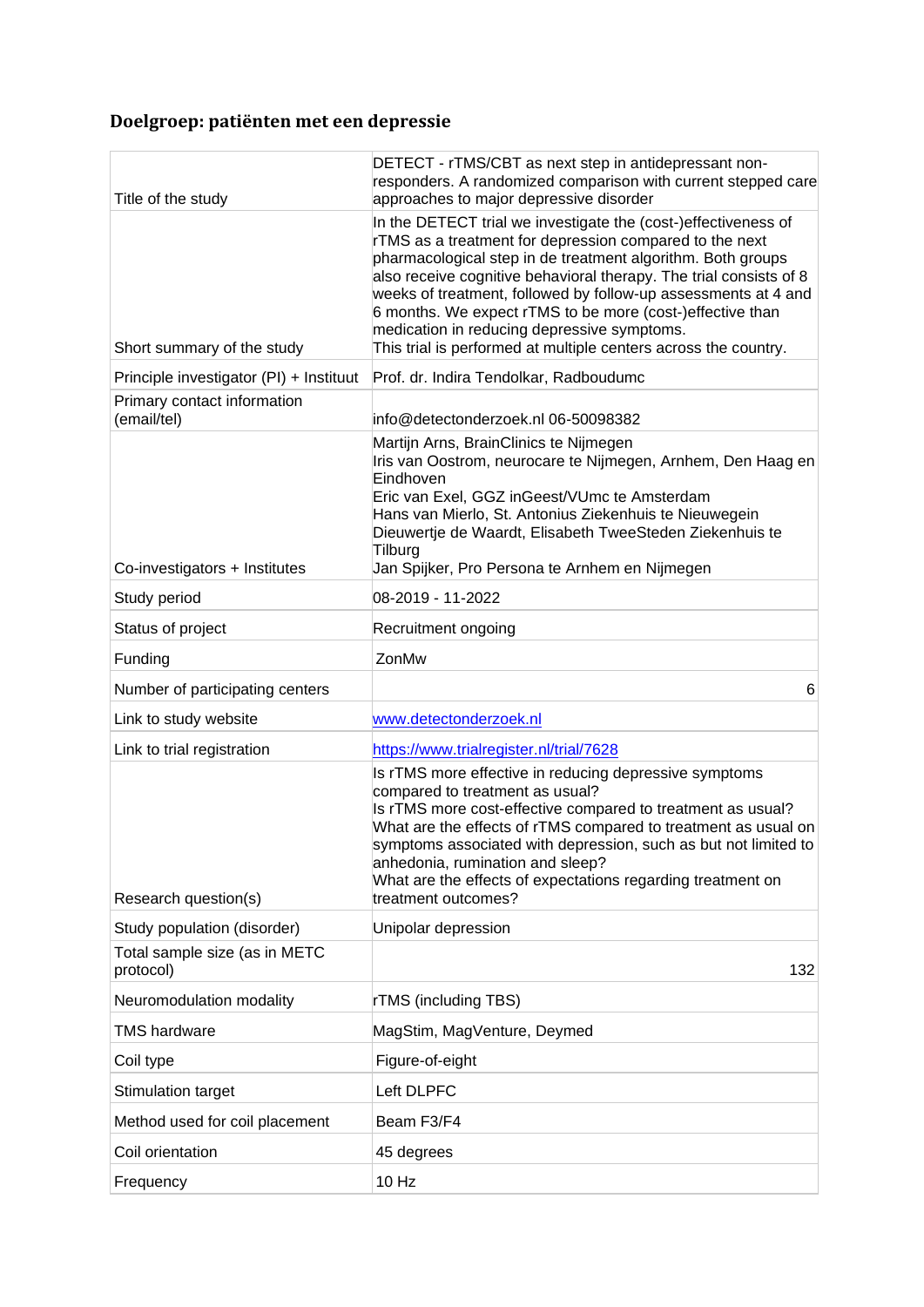## Doelgroep: patiënten met een depressie

| | |
|---|---|
| Title of the study | DETECT - rTMS/CBT as next step in antidepressant non-responders. A randomized comparison with current stepped care approaches to major depressive disorder |
| Short summary of the study | In the DETECT trial we investigate the (cost-)effectiveness of rTMS as a treatment for depression compared to the next pharmacological step in de treatment algorithm. Both groups also receive cognitive behavioral therapy. The trial consists of 8 weeks of treatment, followed by follow-up assessments at 4 and 6 months. We expect rTMS to be more (cost-)effective than medication in reducing depressive symptoms.<br>This trial is performed at multiple centers across the country. |
| Principle investigator (PI) + Instituut | Prof. dr. Indira Tendolkar, Radboudumc |
| Primary contact information (email/tel) | info@detectonderzoek.nl 06-50098382 |
| Co-investigators + Institutes | Martijn Arns, BrainClinics te Nijmegen<br>Iris van Oostrom, neurocare te Nijmegen, Arnhem, Den Haag en Eindhoven<br>Eric van Exel, GGZ inGeest/VUmc te Amsterdam<br>Hans van Mierlo, St. Antonius Ziekenhuis te Nieuwegein<br>Dieuwertje de Waardt, Elisabeth TweeSteden Ziekenhuis te Tilburg<br>Jan Spijker, Pro Persona te Arnhem en Nijmegen |
| Study period | 08-2019 - 11-2022 |
| Status of project | Recruitment ongoing |
| Funding | ZonMw |
| Number of participating centers | 6 |
| Link to study website | [www.detectonderzoek.nl](www.detectonderzoek.nl) |
| Link to trial registration | [https://www.trialregister.nl/trial/7628](https://www.trialregister.nl/trial/7628) |
| Research question(s) | Is rTMS more effective in reducing depressive symptoms compared to treatment as usual?<br>Is rTMS more cost-effective compared to treatment as usual?<br>What are the effects of rTMS compared to treatment as usual on symptoms associated with depression, such as but not limited to anhedonia, rumination and sleep?<br>What are the effects of expectations regarding treatment on treatment outcomes? |
| Study population (disorder) | Unipolar depression |
| Total sample size (as in METC protocol) | 132 |
| Neuromodulation modality | rTMS (including TBS) |
| TMS hardware | MagStim, MagVenture, Deymed |
| Coil type | Figure-of-eight |
| Stimulation target | Left DLPFC |
| Method used for coil placement | Beam F3/F4 |
| Coil orientation | 45 degrees |
| Frequency | 10 Hz |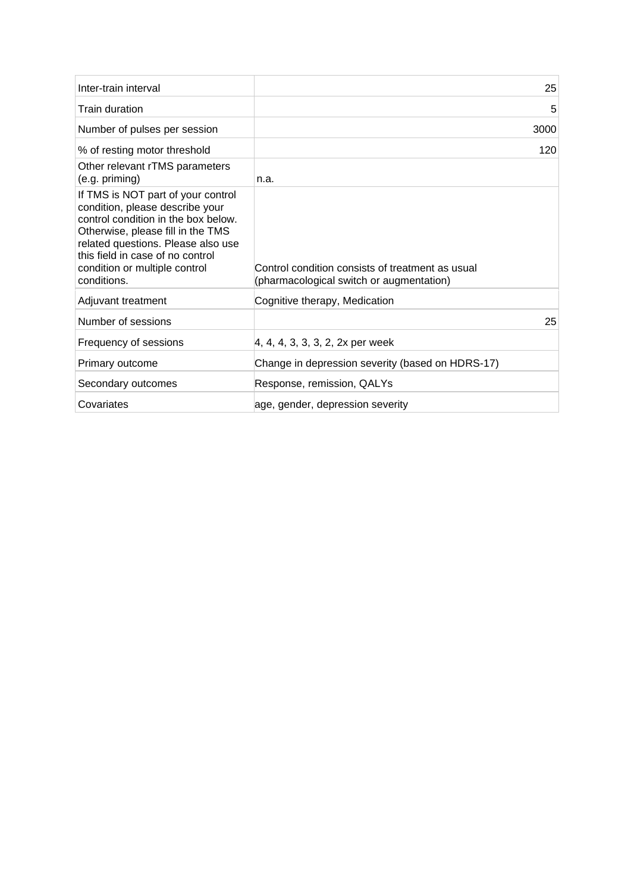| | |
|---|---|
| Inter-train interval | 25 |
| Train duration | 5 |
| Number of pulses per session | 3000 |
| % of resting motor threshold | 120 |
| Other relevant rTMS parameters (e.g. priming) | n.a. |
| If TMS is NOT part of your control condition, please describe your control condition in the box below. Otherwise, please fill in the TMS related questions. Please also use this field in case of no control condition or multiple control conditions. | Control condition consists of treatment as usual (pharmacological switch or augmentation) |
| Adjuvant treatment | Cognitive therapy, Medication |
| Number of sessions | 25 |
| Frequency of sessions | 4, 4, 4, 3, 3, 3, 2, 2x per week |
| Primary outcome | Change in depression severity (based on HDRS-17) |
| Secondary outcomes | Response, remission, QALYs |
| Covariates | age, gender, depression severity |